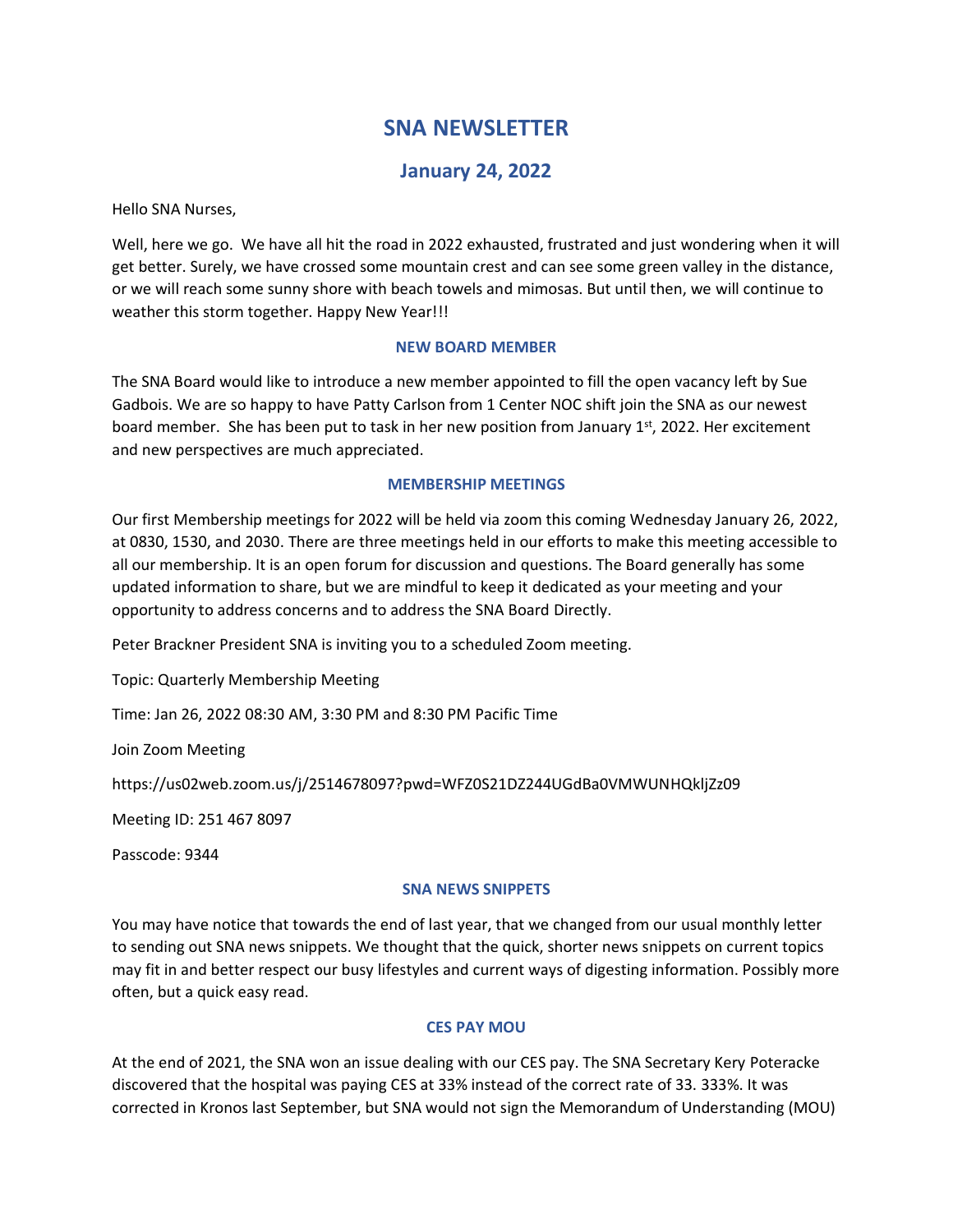# SNA NEWSLETTER

## January 24, 2022

Hello SNA Nurses,

Well, here we go. We have all hit the road in 2022 exhausted, frustrated and just wondering when it will get better. Surely, we have crossed some mountain crest and can see some green valley in the distance, or we will reach some sunny shore with beach towels and mimosas. But until then, we will continue to weather this storm together. Happy New Year!!!

### NEW BOARD MEMBER

The SNA Board would like to introduce a new member appointed to fill the open vacancy left by Sue Gadbois. We are so happy to have Patty Carlson from 1 Center NOC shift join the SNA as our newest board member. She has been put to task in her new position from January 1st, 2022. Her excitement and new perspectives are much appreciated.

### MEMBERSHIP MEETINGS

Our first Membership meetings for 2022 will be held via zoom this coming Wednesday January 26, 2022, at 0830, 1530, and 2030. There are three meetings held in our efforts to make this meeting accessible to all our membership. It is an open forum for discussion and questions. The Board generally has some updated information to share, but we are mindful to keep it dedicated as your meeting and your opportunity to address concerns and to address the SNA Board Directly.

Peter Brackner President SNA is inviting you to a scheduled Zoom meeting.

Topic: Quarterly Membership Meeting

Time: Jan 26, 2022 08:30 AM, 3:30 PM and 8:30 PM Pacific Time

Join Zoom Meeting

https://us02web.zoom.us/j/2514678097?pwd=WFZ0S21DZ244UGdBa0VMWUNHQkljZz09

Meeting ID: 251 467 8097

Passcode: 9344

### SNA NEWS SNIPPETS

You may have notice that towards the end of last year, that we changed from our usual monthly letter to sending out SNA news snippets. We thought that the quick, shorter news snippets on current topics may fit in and better respect our busy lifestyles and current ways of digesting information. Possibly more often, but a quick easy read.

### CES PAY MOU

At the end of 2021, the SNA won an issue dealing with our CES pay. The SNA Secretary Kery Poteracke discovered that the hospital was paying CES at 33% instead of the correct rate of 33. 333%. It was corrected in Kronos last September, but SNA would not sign the Memorandum of Understanding (MOU)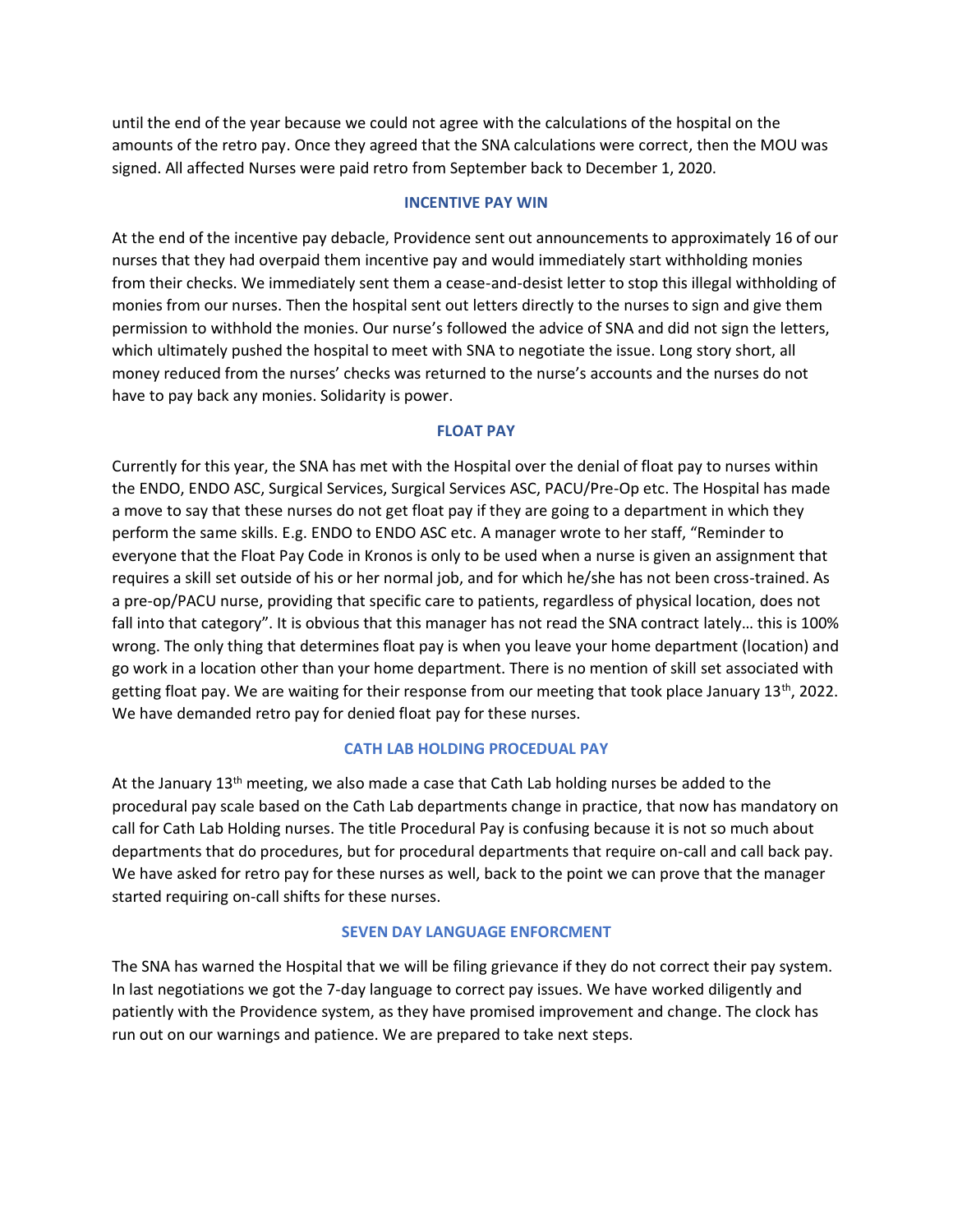until the end of the year because we could not agree with the calculations of the hospital on the amounts of the retro pay. Once they agreed that the SNA calculations were correct, then the MOU was signed. All affected Nurses were paid retro from September back to December 1, 2020.

## INCENTIVE PAY WIN

At the end of the incentive pay debacle, Providence sent out announcements to approximately 16 of our nurses that they had overpaid them incentive pay and would immediately start withholding monies from their checks. We immediately sent them a cease-and-desist letter to stop this illegal withholding of monies from our nurses. Then the hospital sent out letters directly to the nurses to sign and give them permission to withhold the monies. Our nurse's followed the advice of SNA and did not sign the letters, which ultimately pushed the hospital to meet with SNA to negotiate the issue. Long story short, all money reduced from the nurses' checks was returned to the nurse's accounts and the nurses do not have to pay back any monies. Solidarity is power.

## FLOAT PAY

Currently for this year, the SNA has met with the Hospital over the denial of float pay to nurses within the ENDO, ENDO ASC, Surgical Services, Surgical Services ASC, PACU/Pre-Op etc. The Hospital has made a move to say that these nurses do not get float pay if they are going to a department in which they perform the same skills. E.g. ENDO to ENDO ASC etc. A manager wrote to her staff, "Reminder to everyone that the Float Pay Code in Kronos is only to be used when a nurse is given an assignment that requires a skill set outside of his or her normal job, and for which he/she has not been cross-trained. As a pre-op/PACU nurse, providing that specific care to patients, regardless of physical location, does not fall into that category". It is obvious that this manager has not read the SNA contract lately… this is 100% wrong. The only thing that determines float pay is when you leave your home department (location) and go work in a location other than your home department. There is no mention of skill set associated with getting float pay. We are waiting for their response from our meeting that took place January 13th, 2022. We have demanded retro pay for denied float pay for these nurses.

## CATH LAB HOLDING PROCEDUAL PAY

At the January 13th meeting, we also made a case that Cath Lab holding nurses be added to the procedural pay scale based on the Cath Lab departments change in practice, that now has mandatory on call for Cath Lab Holding nurses. The title Procedural Pay is confusing because it is not so much about departments that do procedures, but for procedural departments that require on-call and call back pay. We have asked for retro pay for these nurses as well, back to the point we can prove that the manager started requiring on-call shifts for these nurses.

## SEVEN DAY LANGUAGE ENFORCMENT

The SNA has warned the Hospital that we will be filing grievance if they do not correct their pay system. In last negotiations we got the 7-day language to correct pay issues. We have worked diligently and patiently with the Providence system, as they have promised improvement and change. The clock has run out on our warnings and patience. We are prepared to take next steps.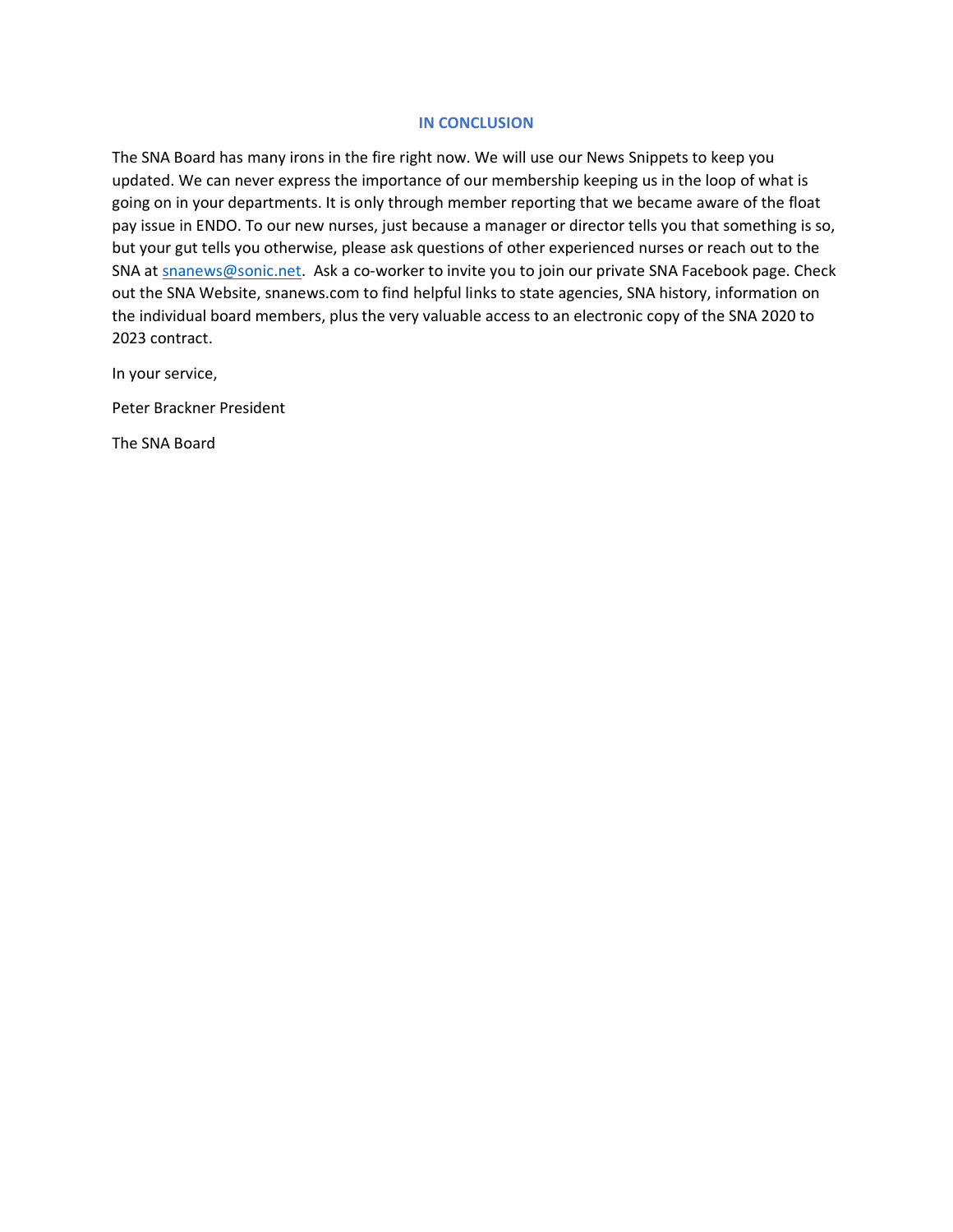## IN CONCLUSION

The SNA Board has many irons in the fire right now. We will use our News Snippets to keep you updated. We can never express the importance of our membership keeping us in the loop of what is going on in your departments. It is only through member reporting that we became aware of the float pay issue in ENDO. To our new nurses, just because a manager or director tells you that something is so, but your gut tells you otherwise, please ask questions of other experienced nurses or reach out to the SNA at snanews@sonic.net. Ask a co-worker to invite you to join our private SNA Facebook page. Check out the SNA Website, snanews.com to find helpful links to state agencies, SNA history, information on the individual board members, plus the very valuable access to an electronic copy of the SNA 2020 to 2023 contract.

In your service,

Peter Brackner President

The SNA Board